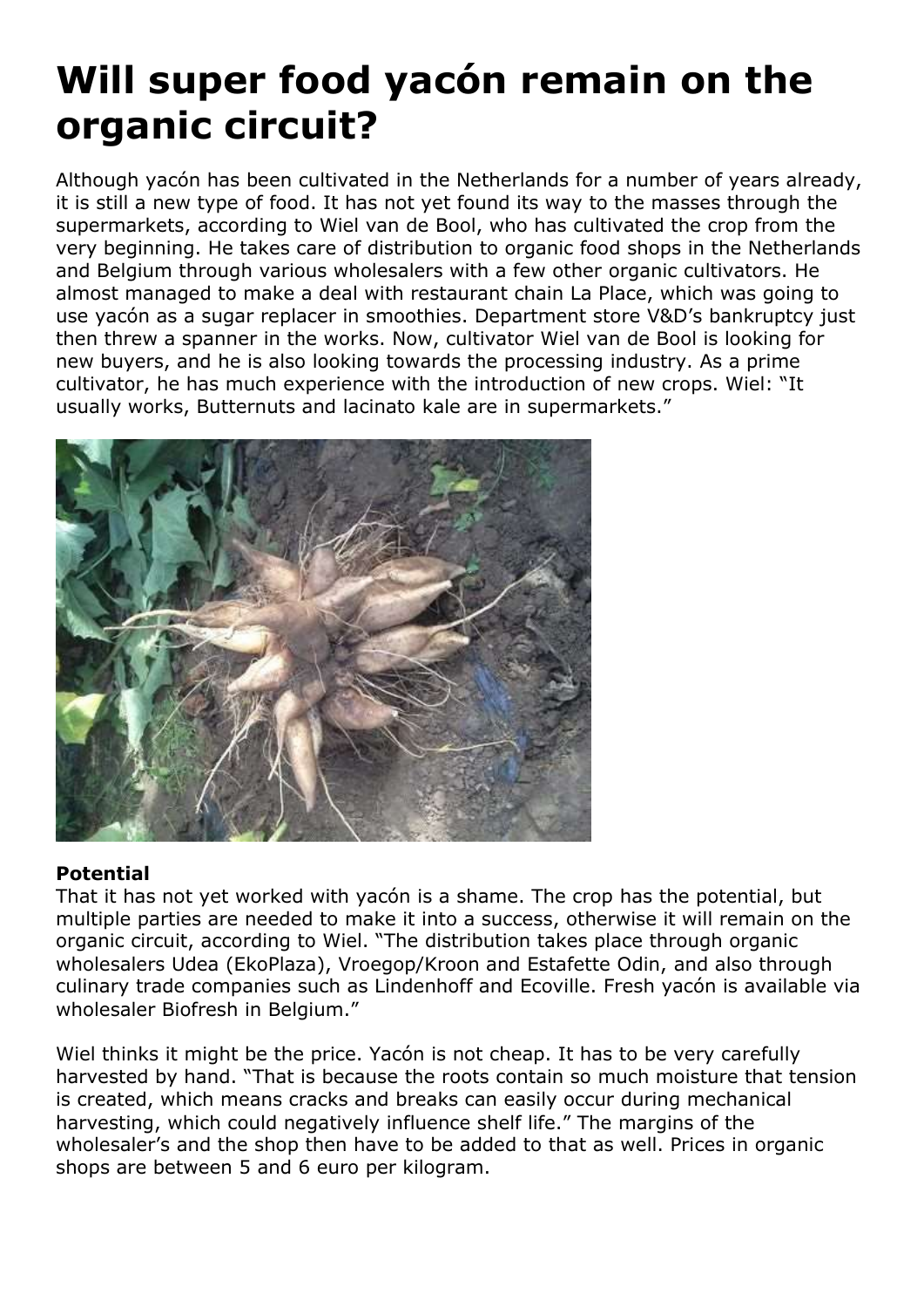# Will super food yacón remain on the organic circuit?

Although yacón has been cultivated in the Netherlands for a number of years already, it is still a new type of food. It has not yet found its way to the masses through the supermarkets, according to Wiel van de Bool, who has cultivated the crop from the very beginning. He takes care of distribution to organic food shops in the Netherlands and Belgium through various wholesalers with a few other organic cultivators. He almost managed to make a deal with restaurant chain La Place, which was going to use yacón as a sugar replacer in smoothies. Department store V&D's bankruptcy just then threw a spanner in the works. Now, cultivator Wiel van de Bool is looking for new buyers, and he is also looking towards the processing industry. As a prime cultivator, he has much experience with the introduction of new crops. Wiel: "It usually works, Butternuts and lacinato kale are in supermarkets."

**Potential**

That it has not yet worked with yacón is a shame. The crop has the potential, but multiple parties are needed to make it into a success, otherwise it will remain on the organic circuit, according to Wiel. "The distribution takes place through organic wholesalers Udea (EkoPlaza), Vroegop/Kroon and Estafette Odin, and also through culinary trade companies such as Lindenhoff and Ecoville. Fresh yacón is available via wholesaler Biofresh in Belgium."

Wiel thinks it might be the price. Yacón is not cheap. It has to be very carefully harvested by hand. "That is because the roots contain so much moisture that tension is created, which means cracks and breaks can easily occur during mechanical harvesting, which could negatively influence shelf life." The margins of the wholesaler's and the shop then have to be added to that as well. Prices in organic shops are between 5 and 6 euro per kilogram.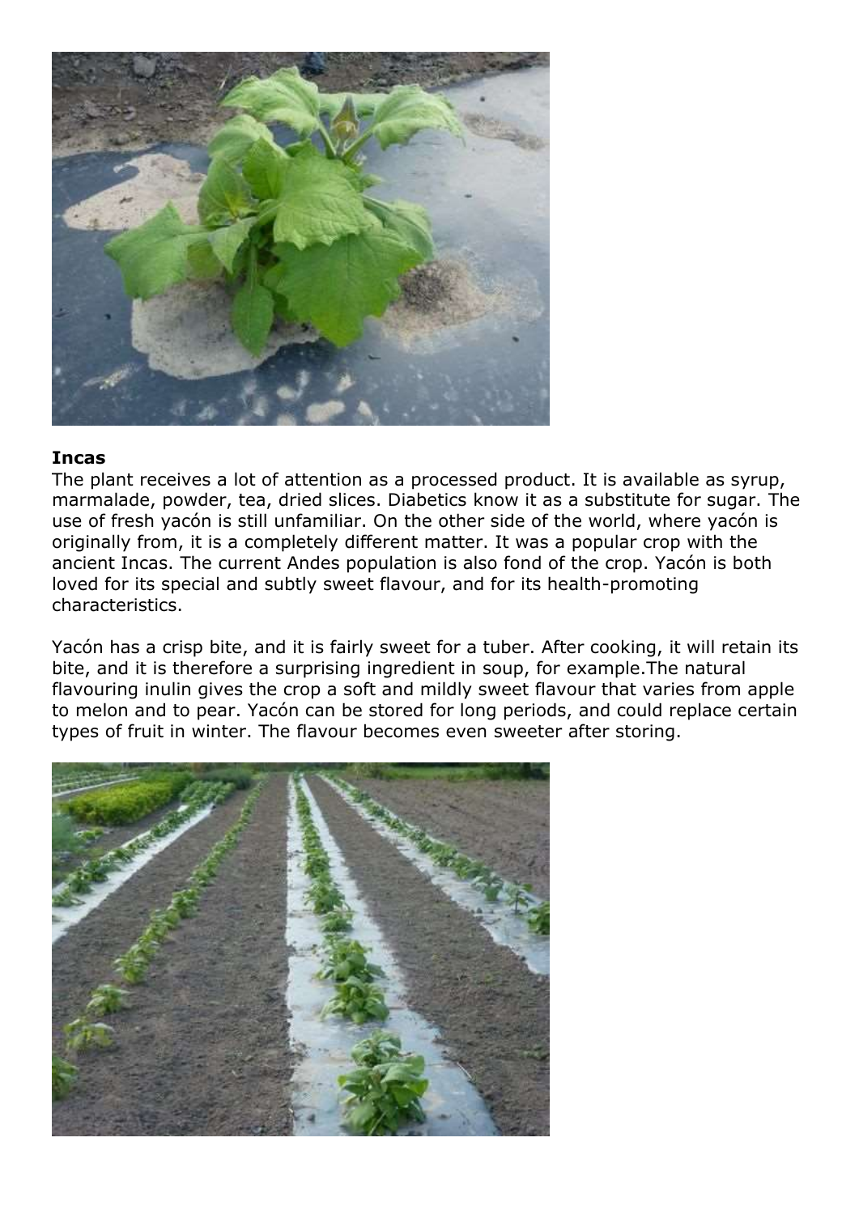**Incas**

The plant receives a lot of attention as a processed product. It is available as syrup, marmalade, powder, tea, dried slices. Diabetics know it as a substitute for sugar. The use of fresh yacón is still unfamiliar. On the other side of the world, where yacón is originally from, it is a completely different matter. It was a popular crop with the ancient Incas. The current Andes population is also fond of the crop. Yacón is both loved for its special and subtly sweet flavour, and for its health-promoting characteristics.

Yacón has a crisp bite, and it is fairly sweet for a tuber. After cooking, it will retain its bite, and it is therefore a surprising ingredient in soup, for example.The natural flavouring inulin gives the crop a soft and mildly sweet flavour that varies from apple to melon and to pear. Yacón can be stored for long periods, and could replace certain types of fruit in winter. The flavour becomes even sweeter after storing.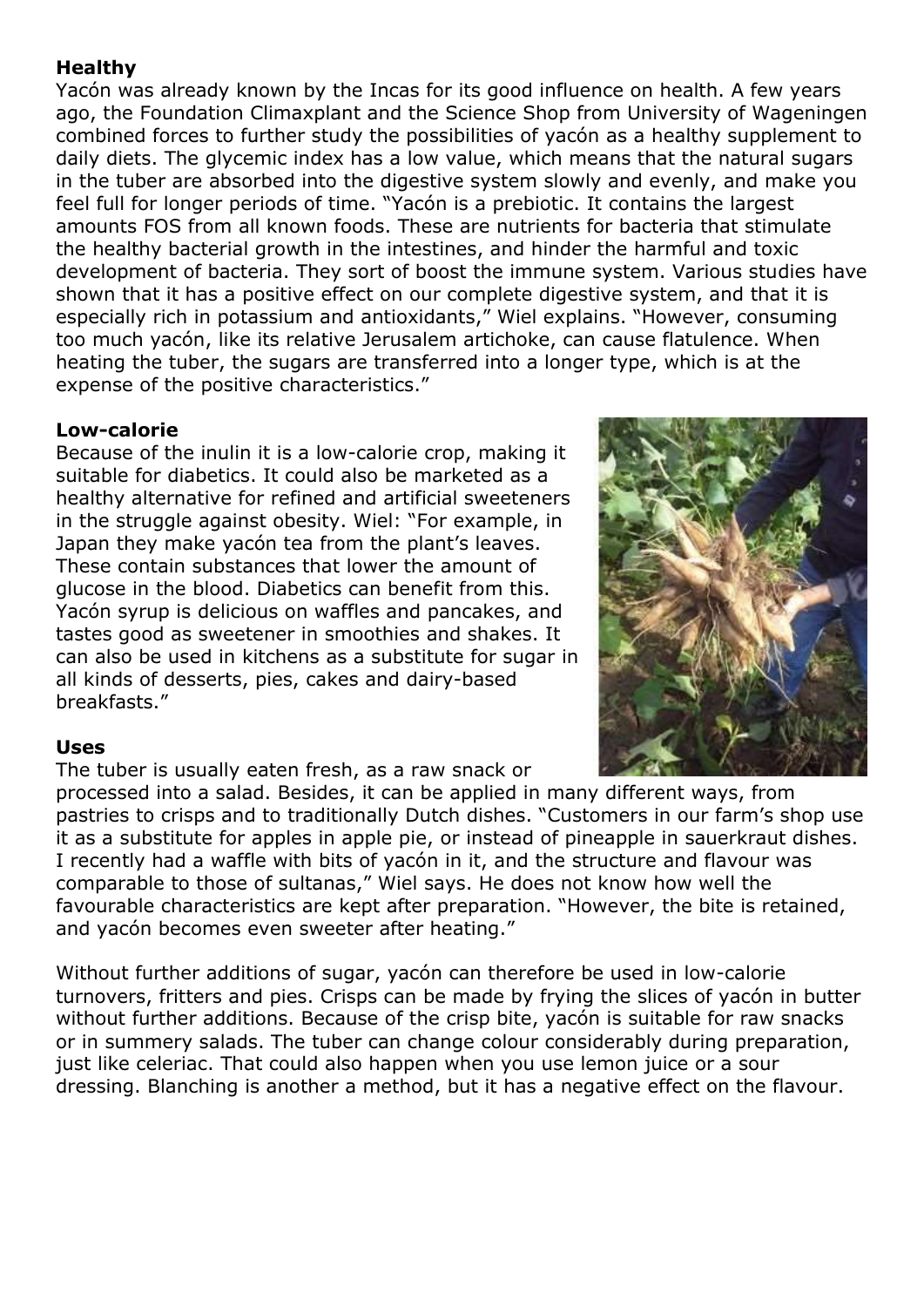**Healthy**

Yacón was already known by the Incas for its good influence on health. A few years ago, the Foundation Climaxplant and the Science Shop from University of Wageningen combined forces to further study the possibilities of yacón as a healthy supplement to daily diets. The glycemic index has a low value, which means that the natural sugars in the tuber are absorbed into the digestive system slowly and evenly, and make you feel full for longer periods of time. "Yacón is a prebiotic. It contains the largest amounts FOS from all known foods. These are nutrients for bacteria that stimulate the healthy bacterial growth in the intestines, and hinder the harmful and toxic development of bacteria. They sort of boost the immune system. Various studies have shown that it has a positive effect on our complete digestive system, and that it is especially rich in potassium and antioxidants," Wiel explains. "However, consuming too much yacón, like its relative Jerusalem artichoke, can cause flatulence. When heating the tuber, the sugars are transferred into a longer type, which is at the expense of the positive characteristics."

**Low-calorie**

Because of the inulin it is a low-calorie crop, making it suitable for diabetics. It could also be marketed as a healthy alternative for refined and artificial sweeteners in the struggle against obesity. Wiel: "For example, in Japan they make yacón tea from the plant's leaves. These contain substances that lower the amount of glucose in the blood. Diabetics can benefit from this. Yacón syrup is delicious on waffles and pancakes, and tastes good as sweetener in smoothies and shakes. It can also be used in kitchens as a substitute for sugar in all kinds of desserts, pies, cakes and dairy-based breakfasts."

**Uses**

The tuber is usually eaten fresh, as a raw snack or processed into a salad. Besides, it can be applied in many different ways, from pastries to crisps and to traditionally Dutch dishes. "Customers in our farm's shop use it as a substitute for apples in apple pie, or instead of pineapple in sauerkraut dishes. I recently had a waffle with bits of yacón in it, and the structure and flavour was comparable to those of sultanas," Wiel says. He does not know how well the favourable characteristics are kept after preparation. "However, the bite is retained, and yacón becomes even sweeter after heating."

Without further additions of sugar, yacón can therefore be used in low-calorie turnovers, fritters and pies. Crisps can be made by frying the slices of yacón in butter without further additions. Because of the crisp bite, yacón is suitable for raw snacks or in summery salads. The tuber can change colour considerably during preparation, just like celeriac. That could also happen when you use lemon juice or a sour dressing. Blanching is another a method, but it has a negative effect on the flavour.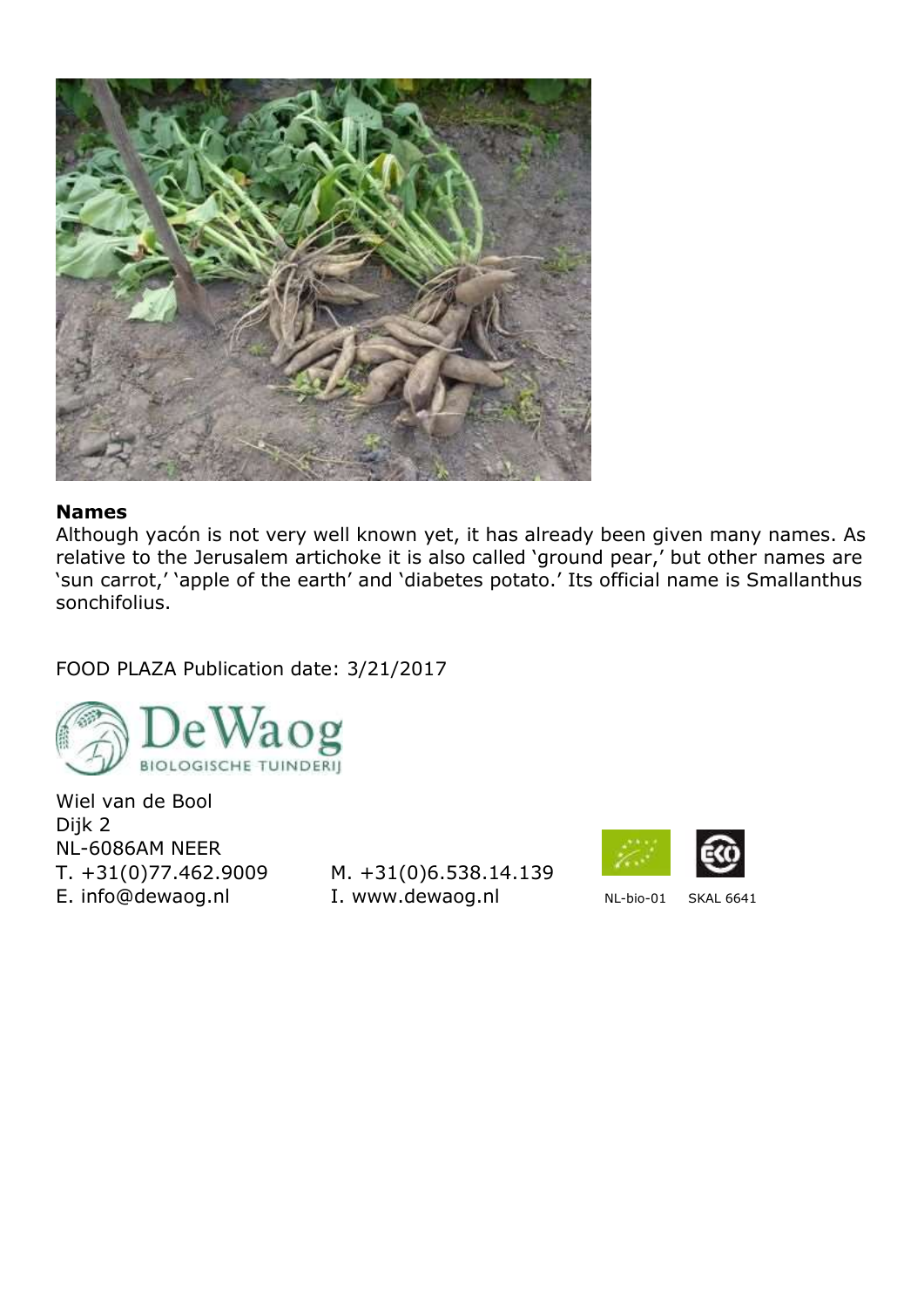**Names**

Although yacón is not very well known yet, it has already been given many names. As relative to the Jerusalem artichoke it is also called 'ground pear,' but other names are 'sun carrot,' 'apple of the earth' and 'diabetes potato.' Its official name is Smallanthus sonchifolius.

FOOD PLAZA Publication date: 3/21/2017

DeWaog
BIOLOGISCHE TUINDERIJ

Wiel van de Bool
Dijk 2
NL-6086AM NEER
T. +31(0)77.462.9009
E. info@dewaog.nl

M. +31(0)6.538.14.139
I. www.dewaog.nl

NL-bio-01 SKAL 6641